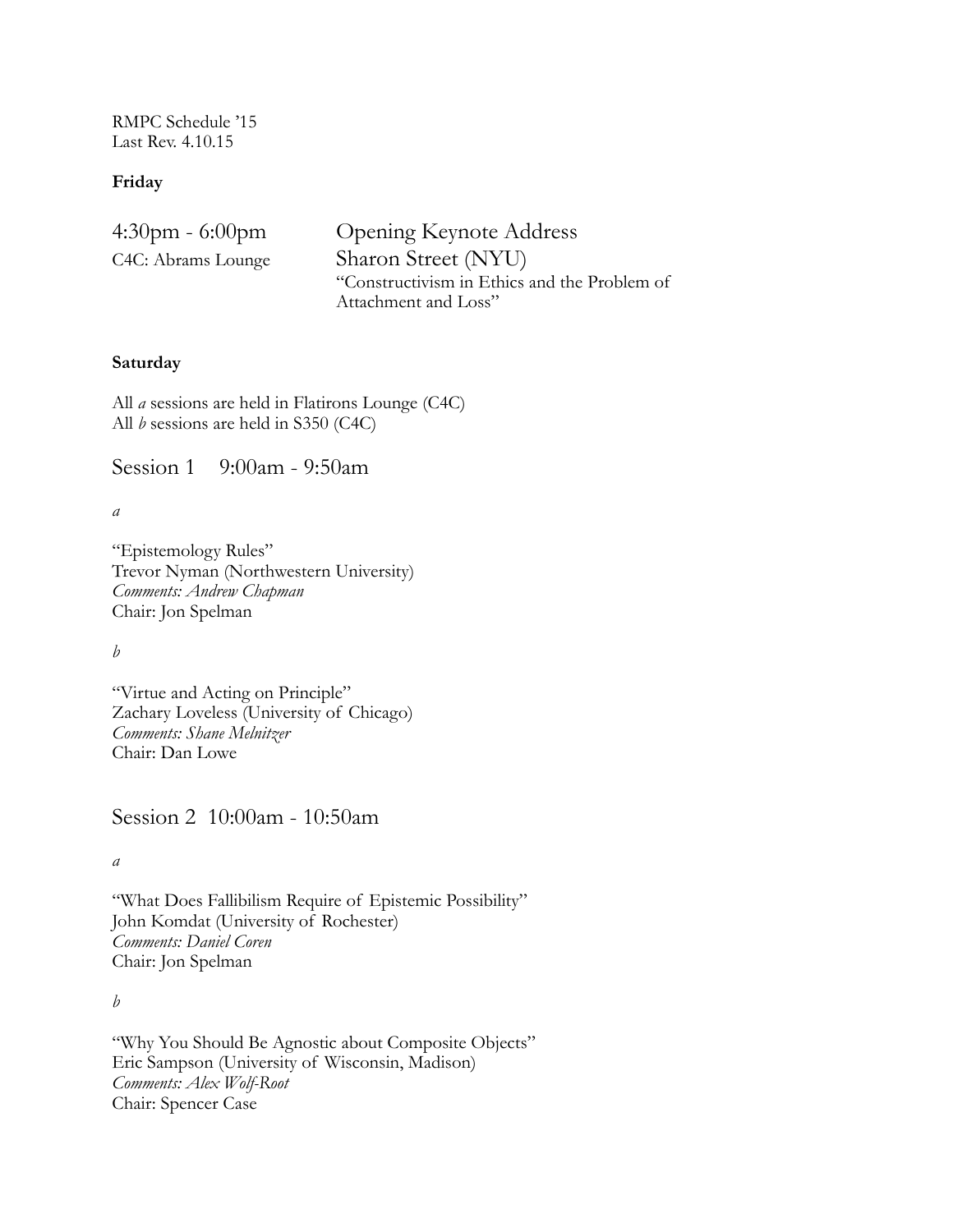RMPC Schedule '15
Last Rev. 4.10.15

**Friday**

4:30pm - 6:00pm
C4C: Abrams Lounge

Opening Keynote Address
Sharon Street (NYU)
"Constructivism in Ethics and the Problem of Attachment and Loss"

**Saturday**

All *a* sessions are held in Flatirons Lounge (C4C)
All *b* sessions are held in S350 (C4C)

## Session 1 9:00am - 9:50am

*a*

"Epistemology Rules"
Trevor Nyman (Northwestern University)
*Comments: Andrew Chapman*
Chair: Jon Spelman

*b*

"Virtue and Acting on Principle"
Zachary Loveless (University of Chicago)
*Comments: Shane Melnitzer*
Chair: Dan Lowe

## Session 2 10:00am - 10:50am

*a*

"What Does Fallibilism Require of Epistemic Possibility"
John Komdat (University of Rochester)
*Comments: Daniel Coren*
Chair: Jon Spelman

*b*

"Why You Should Be Agnostic about Composite Objects"
Eric Sampson (University of Wisconsin, Madison)
*Comments: Alex Wolf-Root*
Chair: Spencer Case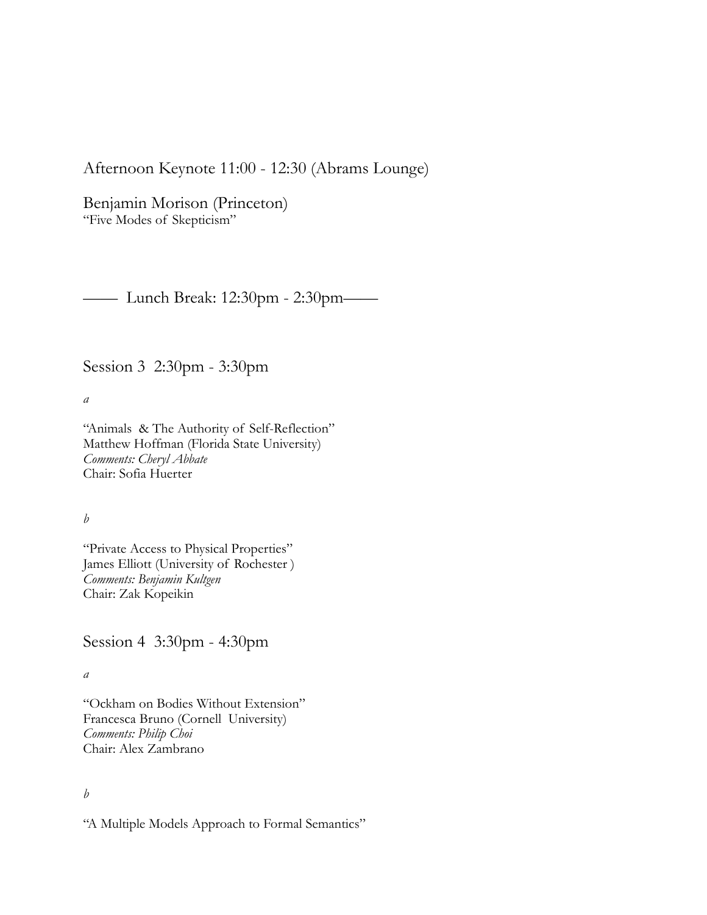## Afternoon Keynote 11:00 - 12:30 (Abrams Lounge)

Benjamin Morison (Princeton)
"Five Modes of Skepticism"

—— Lunch Break: 12:30pm - 2:30pm——

## Session 3 2:30pm - 3:30pm

*a*

"Animals & The Authority of Self-Reflection"
Matthew Hoffman (Florida State University)
*Comments: Cheryl Abbate*
Chair: Sofia Huerter

*b*

"Private Access to Physical Properties"
James Elliott (University of Rochester )
*Comments: Benjamin Kultgen*
Chair: Zak Kopeikin

## Session 4 3:30pm - 4:30pm

*a*

"Ockham on Bodies Without Extension"
Francesca Bruno (Cornell University)
*Comments: Philip Choi*
Chair: Alex Zambrano

*b*

"A Multiple Models Approach to Formal Semantics"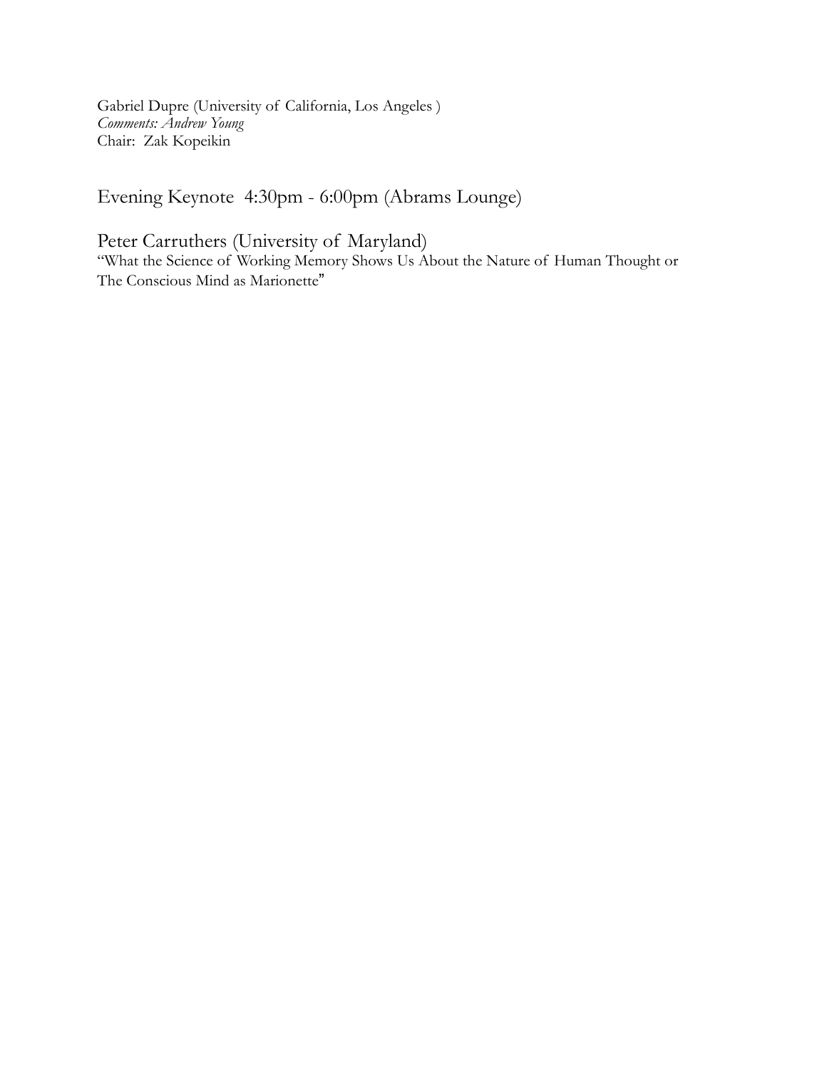Gabriel Dupre (University of California, Los Angeles )
*Comments: Andrew Young*
Chair: Zak Kopeikin

## Evening Keynote 4:30pm - 6:00pm (Abrams Lounge)

### Peter Carruthers (University of Maryland)

"What the Science of Working Memory Shows Us About the Nature of Human Thought or The Conscious Mind as Marionette"